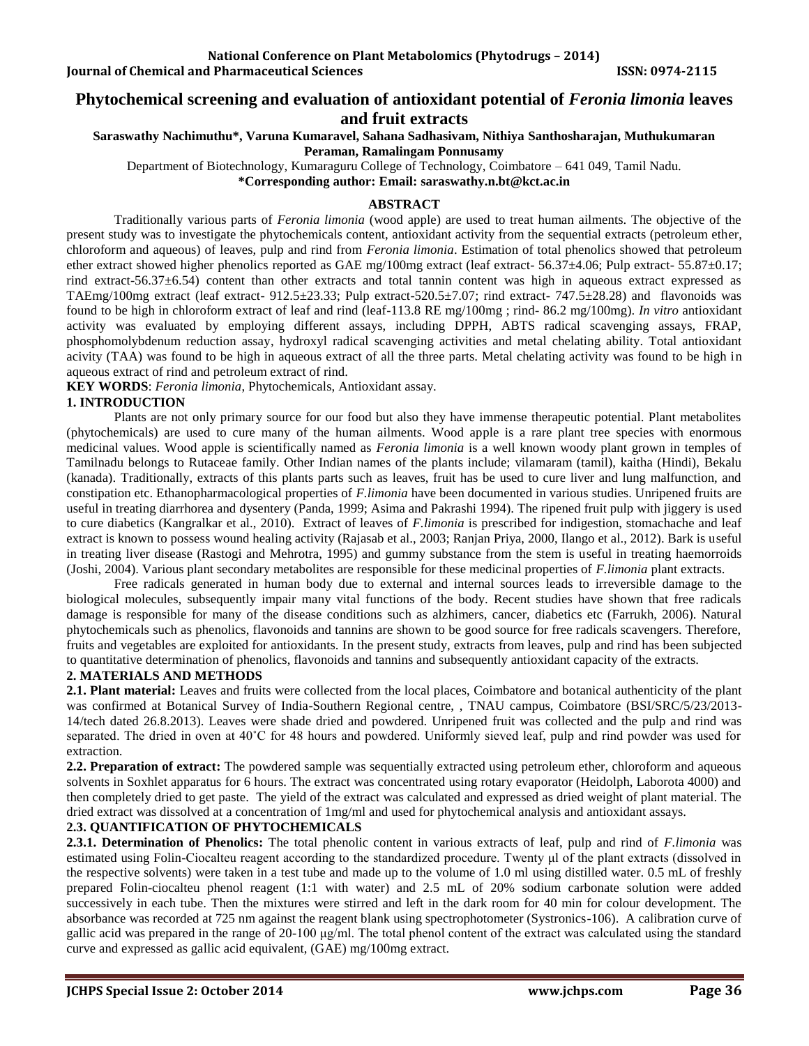# Phytochemical screening and evaluation of antioxidant potential of *Feronia limonia* leaves and fruit extracts

**Saraswathy Nachimuthu\*, Varuna Kumaravel, Sahana Sadhasivam, Nithiya Santhosharajan, Muthukumaran Peraman, Ramalingam Ponnusamy**

Department of Biotechnology, Kumaraguru College of Technology, Coimbatore – 641 049, Tamil Nadu.

**\*Corresponding author: Email: saraswathy.n.bt@kct.ac.in**

## ABSTRACT

Traditionally various parts of *Feronia limonia* (wood apple) are used to treat human ailments. The objective of the present study was to investigate the phytochemicals content, antioxidant activity from the sequential extracts (petroleum ether, chloroform and aqueous) of leaves, pulp and rind from *Feronia limonia*. Estimation of total phenolics showed that petroleum ether extract showed higher phenolics reported as GAE mg/100mg extract (leaf extract- 56.37±4.06; Pulp extract- 55.87±0.17; rind extract-56.37±6.54) content than other extracts and total tannin content was high in aqueous extract expressed as TAEmg/100mg extract (leaf extract- 912.5±23.33; Pulp extract-520.5±7.07; rind extract- 747.5±28.28) and flavonoids was found to be high in chloroform extract of leaf and rind (leaf-113.8 RE mg/100mg ; rind- 86.2 mg/100mg). *In vitro* antioxidant activity was evaluated by employing different assays, including DPPH, ABTS radical scavenging assays, FRAP, phosphomolybdenum reduction assay, hydroxyl radical scavenging activities and metal chelating ability. Total antioxidant acivity (TAA) was found to be high in aqueous extract of all the three parts. Metal chelating activity was found to be high in aqueous extract of rind and petroleum extract of rind.

**KEY WORDS**: *Feronia limonia*, Phytochemicals, Antioxidant assay.

## 1. INTRODUCTION

Plants are not only primary source for our food but also they have immense therapeutic potential. Plant metabolites (phytochemicals) are used to cure many of the human ailments. Wood apple is a rare plant tree species with enormous medicinal values. Wood apple is scientifically named as *Feronia limonia* is a well known woody plant grown in temples of Tamilnadu belongs to Rutaceae family. Other Indian names of the plants include; vilamaram (tamil), kaitha (Hindi), Bekalu (kanada). Traditionally, extracts of this plants parts such as leaves, fruit has be used to cure liver and lung malfunction, and constipation etc. Ethanopharmacological properties of *F.limonia* have been documented in various studies. Unripened fruits are useful in treating diarrhorea and dysentery (Panda, 1999; Asima and Pakrashi 1994). The ripened fruit pulp with jiggery is used to cure diabetics (Kangralkar et al., 2010). Extract of leaves of *F.limonia* is prescribed for indigestion, stomachache and leaf extract is known to possess wound healing activity (Rajasab et al., 2003; Ranjan Priya, 2000, Ilango et al., 2012). Bark is useful in treating liver disease (Rastogi and Mehrotra, 1995) and gummy substance from the stem is useful in treating haemorroids (Joshi, 2004). Various plant secondary metabolites are responsible for these medicinal properties of *F.limonia* plant extracts.

Free radicals generated in human body due to external and internal sources leads to irreversible damage to the biological molecules, subsequently impair many vital functions of the body. Recent studies have shown that free radicals damage is responsible for many of the disease conditions such as alzhimers, cancer, diabetics etc (Farrukh, 2006). Natural phytochemicals such as phenolics, flavonoids and tannins are shown to be good source for free radicals scavengers. Therefore, fruits and vegetables are exploited for antioxidants. In the present study, extracts from leaves, pulp and rind has been subjected to quantitative determination of phenolics, flavonoids and tannins and subsequently antioxidant capacity of the extracts.

## 2. MATERIALS AND METHODS

**2.1. Plant material:** Leaves and fruits were collected from the local places, Coimbatore and botanical authenticity of the plant was confirmed at Botanical Survey of India-Southern Regional centre, , TNAU campus, Coimbatore (BSI/SRC/5/23/2013-14/tech dated 26.8.2013). Leaves were shade dried and powdered. Unripened fruit was collected and the pulp and rind was separated. The dried in oven at 40˚C for 48 hours and powdered. Uniformly sieved leaf, pulp and rind powder was used for extraction.

**2.2. Preparation of extract:** The powdered sample was sequentially extracted using petroleum ether, chloroform and aqueous solvents in Soxhlet apparatus for 6 hours. The extract was concentrated using rotary evaporator (Heidolph, Laborota 4000) and then completely dried to get paste. The yield of the extract was calculated and expressed as dried weight of plant material. The dried extract was dissolved at a concentration of 1mg/ml and used for phytochemical analysis and antioxidant assays.

### 2.3. QUANTIFICATION OF PHYTOCHEMICALS

**2.3.1. Determination of Phenolics:** The total phenolic content in various extracts of leaf, pulp and rind of *F.limonia* was estimated using Folin-Ciocalteu reagent according to the standardized procedure. Twenty μl of the plant extracts (dissolved in the respective solvents) were taken in a test tube and made up to the volume of 1.0 ml using distilled water. 0.5 mL of freshly prepared Folin-ciocalteu phenol reagent (1:1 with water) and 2.5 mL of 20% sodium carbonate solution were added successively in each tube. Then the mixtures were stirred and left in the dark room for 40 min for colour development. The absorbance was recorded at 725 nm against the reagent blank using spectrophotometer (Systronics-106). A calibration curve of gallic acid was prepared in the range of 20-100 μg/ml. The total phenol content of the extract was calculated using the standard curve and expressed as gallic acid equivalent, (GAE) mg/100mg extract.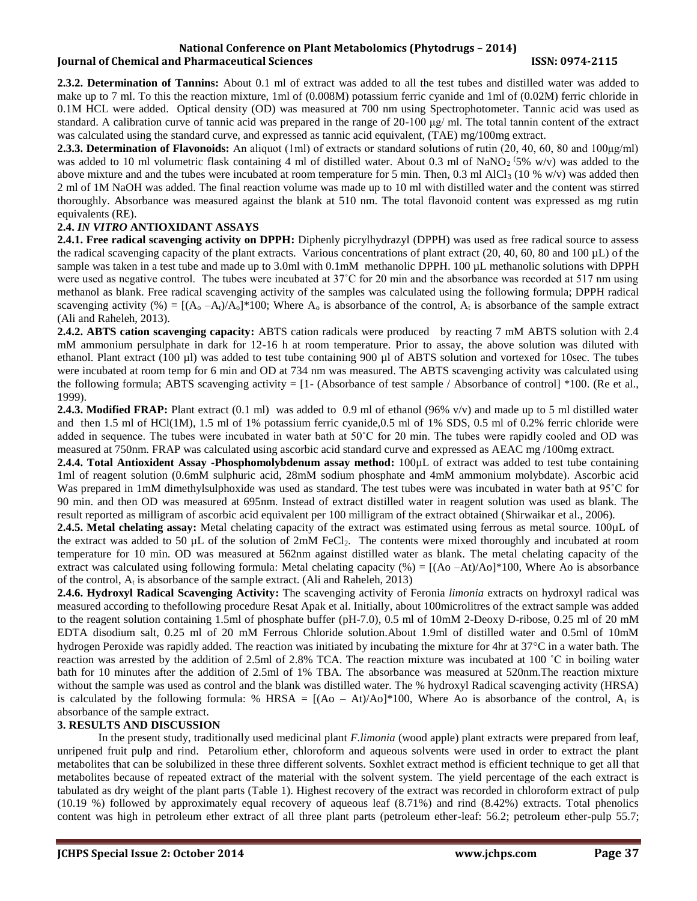**2.3.2. Determination of Tannins:** About 0.1 ml of extract was added to all the test tubes and distilled water was added to make up to 7 ml. To this the reaction mixture, 1ml of (0.008M) potassium ferric cyanide and 1ml of (0.02M) ferric chloride in 0.1M HCL were added. Optical density (OD) was measured at 700 nm using Spectrophotometer. Tannic acid was used as standard. A calibration curve of tannic acid was prepared in the range of 20-100 μg/ ml. The total tannin content of the extract was calculated using the standard curve, and expressed as tannic acid equivalent, (TAE) mg/100mg extract.

**2.3.3. Determination of Flavonoids:** An aliquot (1ml) of extracts or standard solutions of rutin (20, 40, 60, 80 and 100μg/ml) was added to 10 ml volumetric flask containing 4 ml of distilled water. About 0.3 ml of $NaNO_2$ (5% w/v) was added to the above mixture and and the tubes were incubated at room temperature for 5 min. Then, 0.3 ml $AlCl_3$ (10 % w/v) was added then 2 ml of 1M NaOH was added. The final reaction volume was made up to 10 ml with distilled water and the content was stirred thoroughly. Absorbance was measured against the blank at 510 nm. The total flavonoid content was expressed as mg rutin equivalents (RE).

## 2.4. *IN VITRO* ANTIOXIDANT ASSAYS

**2.4.1. Free radical scavenging activity on DPPH:** Diphenly picrylhydrazyl (DPPH) was used as free radical source to assess the radical scavenging capacity of the plant extracts. Various concentrations of plant extract (20, 40, 60, 80 and 100 µL) of the sample was taken in a test tube and made up to 3.0ml with 0.1mM methanolic DPPH. 100 µL methanolic solutions with DPPH were used as negative control. The tubes were incubated at 37˚C for 20 min and the absorbance was recorded at 517 nm using methanol as blank. Free radical scavenging activity of the samples was calculated using the following formula; DPPH radical scavenging activity (%) = $[(A_o - A_t)/A_o]*100$; Where $A_o$ is absorbance of the control, $A_t$ is absorbance of the sample extract (Ali and Raheleh, 2013).

**2.4.2. ABTS cation scavenging capacity:** ABTS cation radicals were produced by reacting 7 mM ABTS solution with 2.4 mM ammonium persulphate in dark for 12-16 h at room temperature. Prior to assay, the above solution was diluted with ethanol. Plant extract (100 µl) was added to test tube containing 900 µl of ABTS solution and vortexed for 10sec. The tubes were incubated at room temp for 6 min and OD at 734 nm was measured. The ABTS scavenging activity was calculated using the following formula; ABTS scavenging activity = [1- (Absorbance of test sample / Absorbance of control] *100. (Re et al., 1999).

**2.4.3. Modified FRAP:** Plant extract (0.1 ml) was added to 0.9 ml of ethanol (96% v/v) and made up to 5 ml distilled water and then 1.5 ml of HCl(1M), 1.5 ml of 1% potassium ferric cyanide,0.5 ml of 1% SDS, 0.5 ml of 0.2% ferric chloride were added in sequence. The tubes were incubated in water bath at 50˚C for 20 min. The tubes were rapidly cooled and OD was measured at 750nm. FRAP was calculated using ascorbic acid standard curve and expressed as AEAC mg /100mg extract.

**2.4.4. Total Antioxident Assay -Phosphomolybdenum assay method:** 100µL of extract was added to test tube containing 1ml of reagent solution (0.6mM sulphuric acid, 28mM sodium phosphate and 4mM ammonium molybdate). Ascorbic acid Was prepared in 1mM dimethylsulphoxide was used as standard. The test tubes were was incubated in water bath at 95˚C for 90 min. and then OD was measured at 695nm. Instead of extract distilled water in reagent solution was used as blank. The result reported as milligram of ascorbic acid equivalent per 100 milligram of the extract obtained (Shirwaikar et al., 2006).

**2.4.5. Metal chelating assay:** Metal chelating capacity of the extract was estimated using ferrous as metal source. 100µL of the extract was added to 50 µL of the solution of 2mM $FeCl_2$. The contents were mixed thoroughly and incubated at room temperature for 10 min. OD was measured at 562nm against distilled water as blank. The metal chelating capacity of the extract was calculated using following formula: Metal chelating capacity (%) = [(Ao –At)/Ao]*100, Where Ao is absorbance of the control, $A_t$ is absorbance of the sample extract. (Ali and Raheleh, 2013)

**2.4.6. Hydroxyl Radical Scavenging Activity:** The scavenging activity of Feronia *limonia* extracts on hydroxyl radical was measured according to thefollowing procedure Resat Apak et al. Initially, about 100microlitres of the extract sample was added to the reagent solution containing 1.5ml of phosphate buffer (pH-7.0), 0.5 ml of 10mM 2-Deoxy D-ribose, 0.25 ml of 20 mM EDTA disodium salt, 0.25 ml of 20 mM Ferrous Chloride solution.About 1.9ml of distilled water and 0.5ml of 10mM hydrogen Peroxide was rapidly added. The reaction was initiated by incubating the mixture for 4hr at 37°C in a water bath. The reaction was arrested by the addition of 2.5ml of 2.8% TCA. The reaction mixture was incubated at 100 ˚C in boiling water bath for 10 minutes after the addition of 2.5ml of 1% TBA. The absorbance was measured at 520nm.The reaction mixture without the sample was used as control and the blank was distilled water. The % hydroxyl Radical scavenging activity (HRSA) is calculated by the following formula: % HRSA = [(Ao – At)/Ao]*100, Where Ao is absorbance of the control, $A_t$ is absorbance of the sample extract.

## 3. RESULTS AND DISCUSSION

In the present study, traditionally used medicinal plant *F.limonia* (wood apple) plant extracts were prepared from leaf, unripened fruit pulp and rind. Petarolium ether, chloroform and aqueous solvents were used in order to extract the plant metabolites that can be solubilized in these three different solvents. Soxhlet extract method is efficient technique to get all that metabolites because of repeated extract of the material with the solvent system. The yield percentage of the each extract is tabulated as dry weight of the plant parts (Table 1). Highest recovery of the extract was recorded in chloroform extract of pulp (10.19 %) followed by approximately equal recovery of aqueous leaf (8.71%) and rind (8.42%) extracts. Total phenolics content was high in petroleum ether extract of all three plant parts (petroleum ether-leaf: 56.2; petroleum ether-pulp 55.7;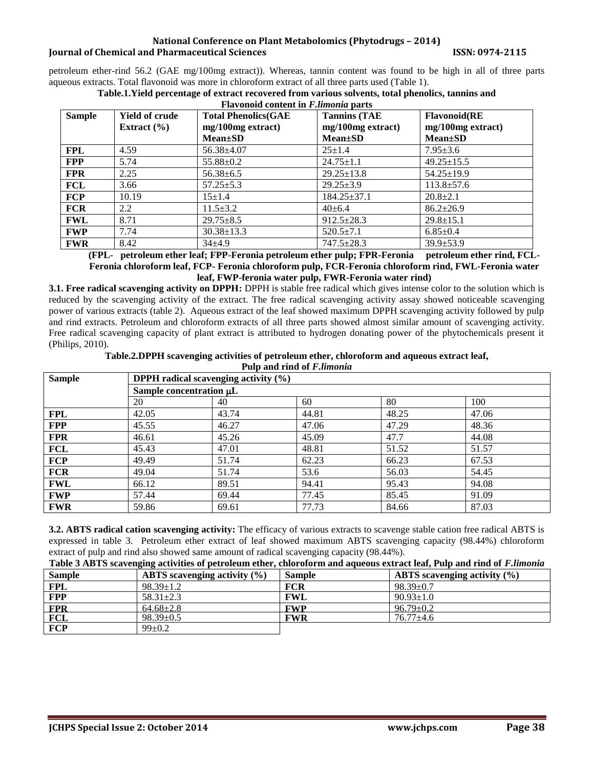petroleum ether-rind 56.2 (GAE mg/100mg extract)). Whereas, tannin content was found to be high in all of three parts aqueous extracts. Total flavonoid was more in chloroform extract of all three parts used (Table 1).

**Table.1.Yield percentage of extract recovered from various solvents, total phenolics, tannins and Flavonoid content in *F.limonia* parts**

| Sample | Yield of crude Extract (%) | Total Phenolics(GAE mg/100mg extract) Mean±SD | Tannins (TAE mg/100mg extract) Mean±SD | Flavonoid(RE mg/100mg extract) Mean±SD |
|---|---|---|---|---|
| **FPL** | 4.59 | 56.38±4.07 | 25±1.4 | 7.95±3.6 |
| **FPP** | 5.74 | 55.88±0.2 | 24.75±1.1 | 49.25±15.5 |
| **FPR** | 2.25 | 56.38±6.5 | 29.25±13.8 | 54.25±19.9 |
| **FCL** | 3.66 | 57.25±5.3 | 29.25±3.9 | 113.8±57.6 |
| **FCP** | 10.19 | 15±1.4 | 184.25±37.1 | 20.8±2.1 |
| **FCR** | 2.2 | 11.5±3.2 | 40±6.4 | 86.2±26.9 |
| **FWL** | 8.71 | 29.75±8.5 | 912.5±28.3 | 29.8±15.1 |
| **FWP** | 7.74 | 30.38±13.3 | 520.5±7.1 | 6.85±0.4 |
| **FWR** | 8.42 | 34±4.9 | 747.5±28.3 | 39.9±53.9 |

**(FPL- petroleum ether leaf; FPP-Feronia petroleum ether pulp; FPR-Feronia petroleum ether rind, FCL-Feronia chloroform leaf, FCP- Feronia chloroform pulp, FCR-Feronia chloroform rind, FWL-Feronia water leaf, FWP-feronia water pulp, FWR-Feronia water rind)**

**3.1. Free radical scavenging activity on DPPH:** DPPH is stable free radical which gives intense color to the solution which is reduced by the scavenging activity of the extract. The free radical scavenging activity assay showed noticeable scavenging power of various extracts (table 2). Aqueous extract of the leaf showed maximum DPPH scavenging activity followed by pulp and rind extracts. Petroleum and chloroform extracts of all three parts showed almost similar amount of scavenging activity. Free radical scavenging capacity of plant extract is attributed to hydrogen donating power of the phytochemicals present it (Philips, 2010).

**Table.2.DPPH scavenging activities of petroleum ether, chloroform and aqueous extract leaf, Pulp and rind of *F.limonia***

| Sample | DPPH radical scavenging activity (%) | | | | |
|---|---|---|---|---|---|
| | Sample concentration μL | | | | |
| | 20 | 40 | 60 | 80 | 100 |
| **FPL** | 42.05 | 43.74 | 44.81 | 48.25 | 47.06 |
| **FPP** | 45.55 | 46.27 | 47.06 | 47.29 | 48.36 |
| **FPR** | 46.61 | 45.26 | 45.09 | 47.7 | 44.08 |
| **FCL** | 45.43 | 47.01 | 48.81 | 51.52 | 51.57 |
| **FCP** | 49.49 | 51.74 | 62.23 | 66.23 | 67.53 |
| **FCR** | 49.04 | 51.74 | 53.6 | 56.03 | 54.45 |
| **FWL** | 66.12 | 89.51 | 94.41 | 95.43 | 94.08 |
| **FWP** | 57.44 | 69.44 | 77.45 | 85.45 | 91.09 |
| **FWR** | 59.86 | 69.61 | 77.73 | 84.66 | 87.03 |

**3.2. ABTS radical cation scavenging activity:** The efficacy of various extracts to scavenge stable cation free radical ABTS is expressed in table 3. Petroleum ether extract of leaf showed maximum ABTS scavenging capacity (98.44%) chloroform extract of pulp and rind also showed same amount of radical scavenging capacity (98.44%).

**Table 3 ABTS scavenging activities of petroleum ether, chloroform and aqueous extract leaf, Pulp and rind of *F.limonia***

| Sample | ABTS scavenging activity (%) | Sample | ABTS scavenging activity (%) |
|---|---|---|---|
| **FPL** | 98.39±1.2 | **FCR** | 98.39±0.7 |
| **FPP** | 58.31±2.3 | **FWL** | 90.93±1.0 |
| **FPR** | 64.68±2.8 | **FWP** | 96.79±0.2 |
| **FCL** | 98.39±0.5 | **FWR** | 76.77±4.6 |
| **FCP** | 99±0.2 | | |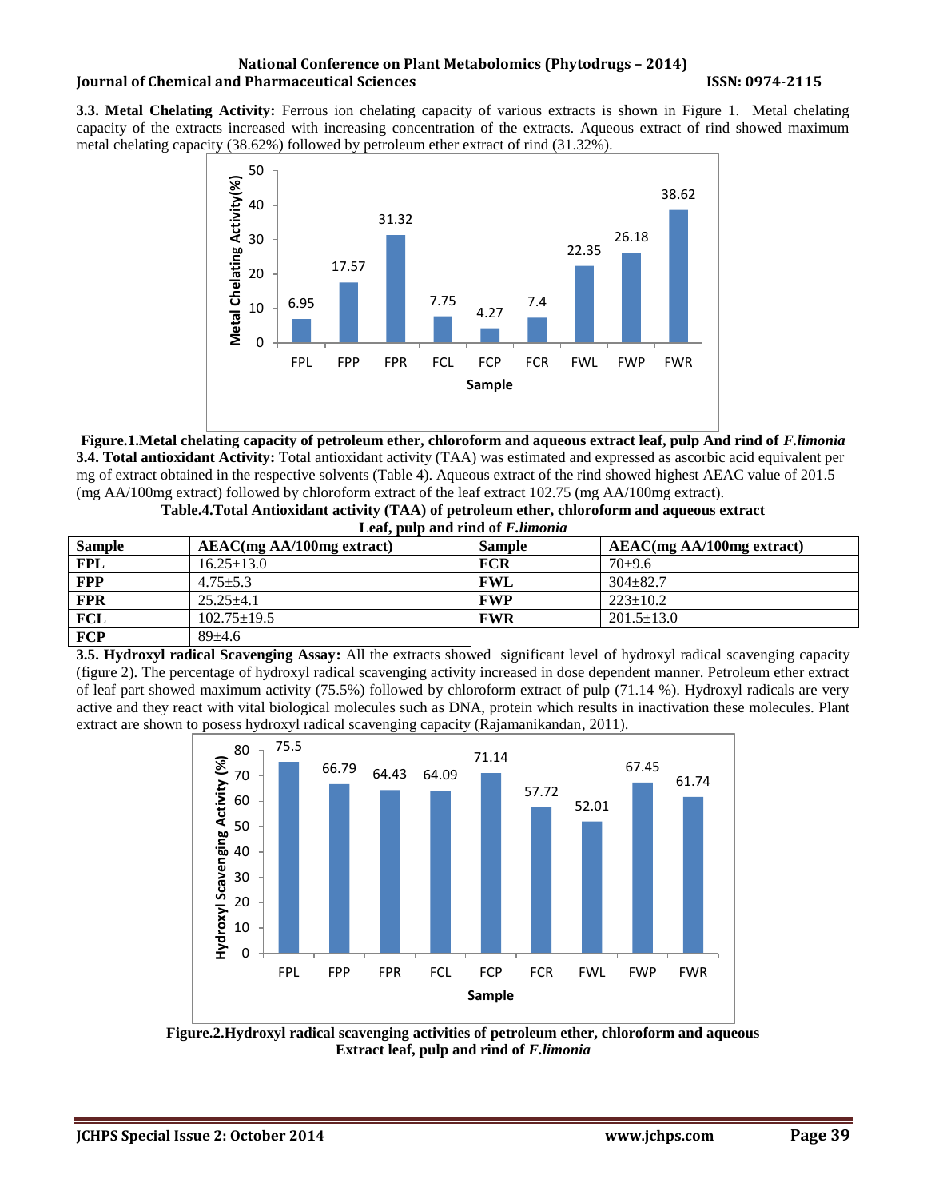**3.3. Metal Chelating Activity:** Ferrous ion chelating capacity of various extracts is shown in Figure 1. Metal chelating capacity of the extracts increased with increasing concentration of the extracts. Aqueous extract of rind showed maximum metal chelating capacity (38.62%) followed by petroleum ether extract of rind (31.32%).

**Figure.1.Metal chelating capacity of petroleum ether, chloroform and aqueous extract leaf, pulp And rind of *F.limonia***

**3.4. Total antioxidant Activity:** Total antioxidant activity (TAA) was estimated and expressed as ascorbic acid equivalent per mg of extract obtained in the respective solvents (Table 4). Aqueous extract of the rind showed highest AEAC value of 201.5 (mg AA/100mg extract) followed by chloroform extract of the leaf extract 102.75 (mg AA/100mg extract).

**Table.4.Total Antioxidant activity (TAA) of petroleum ether, chloroform and aqueous extract Leaf, pulp and rind of *F.limonia***

| Sample | AEAC(mg AA/100mg extract) | Sample | AEAC(mg AA/100mg extract) |
|---|---|---|---|
| **FPL** | 16.25±13.0 | **FCR** | 70±9.6 |
| **FPP** | 4.75±5.3 | **FWL** | 304±82.7 |
| **FPR** | 25.25±4.1 | **FWP** | 223±10.2 |
| **FCL** | 102.75±19.5 | **FWR** | 201.5±13.0 |
| **FCP** | 89±4.6 | | |

**3.5. Hydroxyl radical Scavenging Assay:** All the extracts showed significant level of hydroxyl radical scavenging capacity (figure 2). The percentage of hydroxyl radical scavenging activity increased in dose dependent manner. Petroleum ether extract of leaf part showed maximum activity (75.5%) followed by chloroform extract of pulp (71.14 %). Hydroxyl radicals are very active and they react with vital biological molecules such as DNA, protein which results in inactivation these molecules. Plant extract are shown to posess hydroxyl radical scavenging capacity (Rajamanikandan, 2011).

**Figure.2.Hydroxyl radical scavenging activities of petroleum ether, chloroform and aqueous Extract leaf, pulp and rind of *F.limonia***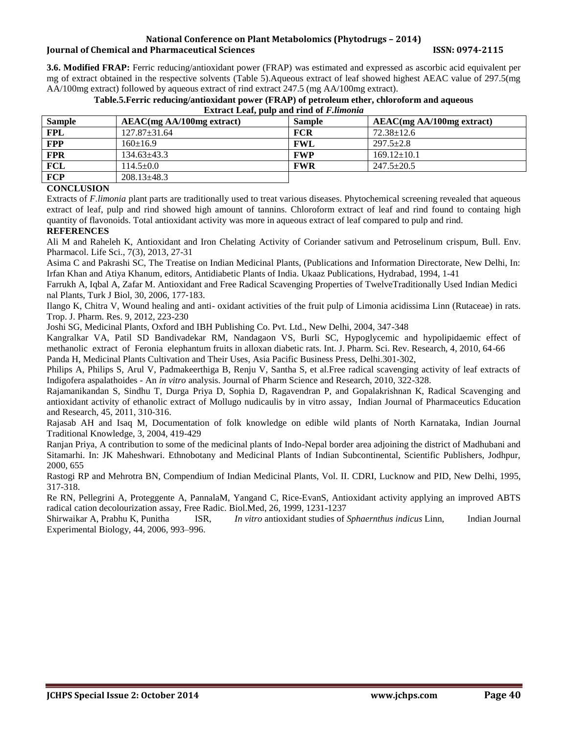**3.6. Modified FRAP:** Ferric reducing/antioxidant power (FRAP) was estimated and expressed as ascorbic acid equivalent per mg of extract obtained in the respective solvents (Table 5).Aqueous extract of leaf showed highest AEAC value of 297.5(mg AA/100mg extract) followed by aqueous extract of rind extract 247.5 (mg AA/100mg extract).

**Table.5.Ferric reducing/antioxidant power (FRAP) of petroleum ether, chloroform and aqueous Extract Leaf, pulp and rind of *F.limonia***

| Sample | AEAC(mg AA/100mg extract) | Sample | AEAC(mg AA/100mg extract) |
|---|---|---|---|
| **FPL** | 127.87±31.64 | **FCR** | 72.38±12.6 |
| **FPP** | 160±16.9 | **FWL** | 297.5±2.8 |
| **FPR** | 134.63±43.3 | **FWP** | 169.12±10.1 |
| **FCL** | 114.5±0.0 | **FWR** | 247.5±20.5 |
| **FCP** | 208.13±48.3 | | |

## CONCLUSION

Extracts of *F.limonia* plant parts are traditionally used to treat various diseases. Phytochemical screening revealed that aqueous extract of leaf, pulp and rind showed high amount of tannins. Chloroform extract of leaf and rind found to containg high quantity of flavonoids. Total antioxidant activity was more in aqueous extract of leaf compared to pulp and rind.

## REFERENCES

Ali M and Raheleh K, Antioxidant and Iron Chelating Activity of Coriander sativum and Petroselinum crispum, Bull. Env. Pharmacol. Life Sci., 7(3), 2013, 27-31

Asima C and Pakrashi SC, The Treatise on Indian Medicinal Plants, (Publications and Information Directorate, New Delhi, In: Irfan Khan and Atiya Khanum, editors, Antidiabetic Plants of India. Ukaaz Publications, Hydrabad, 1994, 1-41

Farrukh A, Iqbal A, Zafar M. Antioxidant and Free Radical Scavenging Properties of TwelveTraditionally Used Indian Medici nal Plants, Turk J Biol, 30, 2006, 177-183.

Ilango K, Chitra V, Wound healing and anti- oxidant activities of the fruit pulp of Limonia acidissima Linn (Rutaceae) in rats. Trop. J. Pharm. Res. 9, 2012, 223-230

Joshi SG, Medicinal Plants, Oxford and IBH Publishing Co. Pvt. Ltd., New Delhi, 2004, 347-348

Kangralkar VA, Patil SD Bandivadekar RM, Nandagaon VS, Burli SC, Hypoglycemic and hypolipidaemic effect of methanolic extract of Feronia elephantum fruits in alloxan diabetic rats. Int. J. Pharm. Sci. Rev. Research, 4, 2010, 64-66

Panda H, Medicinal Plants Cultivation and Their Uses, Asia Pacific Business Press, Delhi.301-302,

Philips A, Philips S, Arul V, Padmakeerthiga B, Renju V, Santha S, et al.Free radical scavenging activity of leaf extracts of Indigofera aspalathoides - An *in vitro* analysis. Journal of Pharm Science and Research, 2010, 322-328.

Rajamanikandan S, Sindhu T, Durga Priya D, Sophia D, Ragavendran P, and Gopalakrishnan K, Radical Scavenging and antioxidant activity of ethanolic extract of Mollugo nudicaulis by in vitro assay, Indian Journal of Pharmaceutics Education and Research, 45, 2011, 310-316.

Rajasab AH and Isaq M, Documentation of folk knowledge on edible wild plants of North Karnataka, Indian Journal Traditional Knowledge, 3, 2004, 419-429

Ranjan Priya, A contribution to some of the medicinal plants of Indo-Nepal border area adjoining the district of Madhubani and Sitamarhi. In: JK Maheshwari. Ethnobotany and Medicinal Plants of Indian Subcontinental, Scientific Publishers, Jodhpur, 2000, 655

Rastogi RP and Mehrotra BN, Compendium of Indian Medicinal Plants, Vol. II. CDRI, Lucknow and PID, New Delhi, 1995, 317-318.

Re RN, Pellegrini A, Proteggente A, PannalaM, Yangand C, Rice-EvanS, Antioxidant activity applying an improved ABTS radical cation decolourization assay, Free Radic. Biol.Med, 26, 1999, 1231-1237

Shirwaikar A, Prabhu K, Punitha ISR, *In vitro* antioxidant studies of *Sphaernthus indicus* Linn, Indian Journal Experimental Biology, 44, 2006, 993–996.